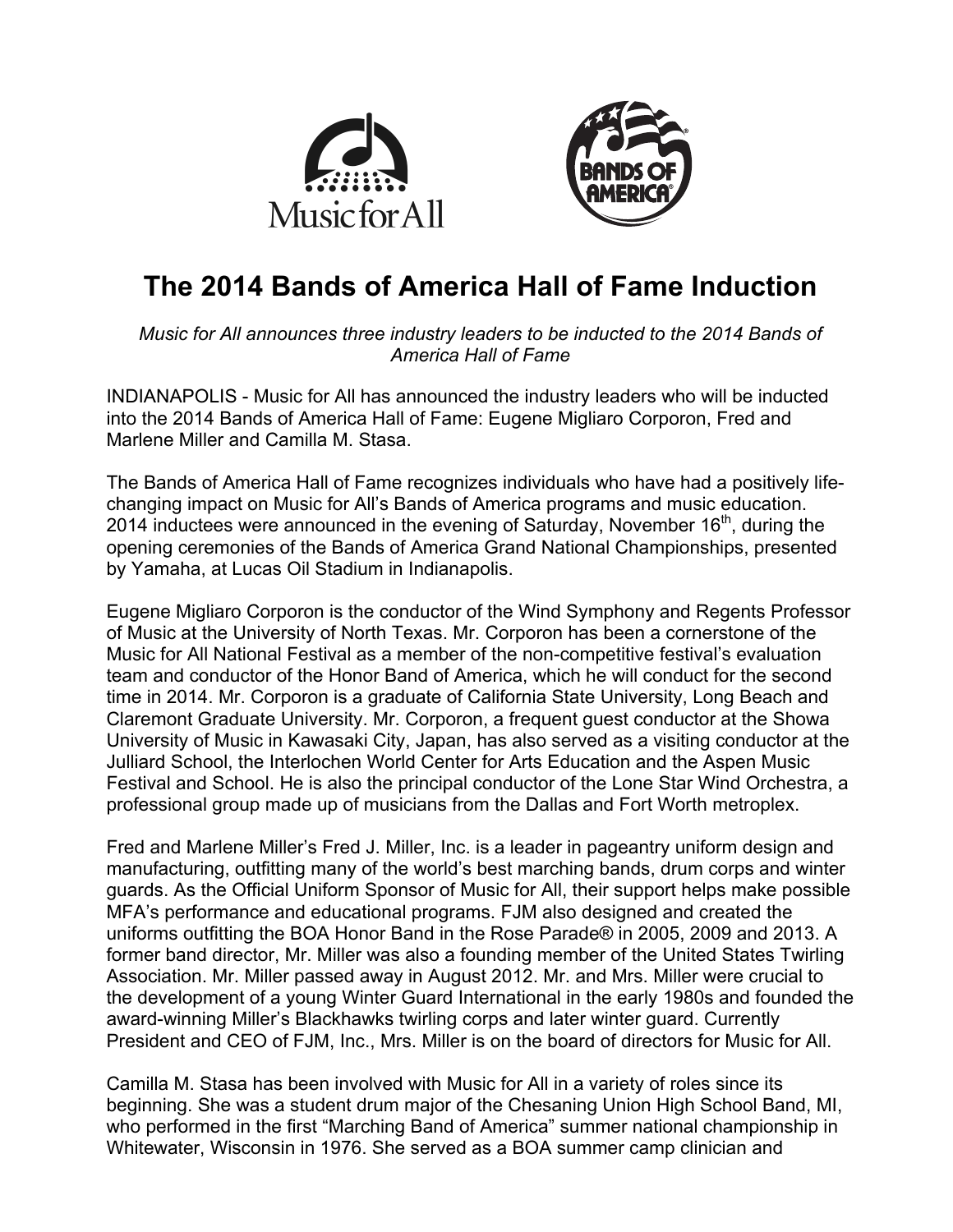# The 2014 Bands of America Hall of Fame Induction

*Music for All announces three industry leaders to be inducted to the 2014 Bands of America Hall of Fame*

INDIANAPOLIS - Music for All has announced the industry leaders who will be inducted into the 2014 Bands of America Hall of Fame: Eugene Migliaro Corporon, Fred and Marlene Miller and Camilla M. Stasa.

The Bands of America Hall of Fame recognizes individuals who have had a positively life-changing impact on Music for All's Bands of America programs and music education. 2014 inductees were announced in the evening of Saturday, November 16th, during the opening ceremonies of the Bands of America Grand National Championships, presented by Yamaha, at Lucas Oil Stadium in Indianapolis.

Eugene Migliaro Corporon is the conductor of the Wind Symphony and Regents Professor of Music at the University of North Texas. Mr. Corporon has been a cornerstone of the Music for All National Festival as a member of the non-competitive festival's evaluation team and conductor of the Honor Band of America, which he will conduct for the second time in 2014. Mr. Corporon is a graduate of California State University, Long Beach and Claremont Graduate University. Mr. Corporon, a frequent guest conductor at the Showa University of Music in Kawasaki City, Japan, has also served as a visiting conductor at the Julliard School, the Interlochen World Center for Arts Education and the Aspen Music Festival and School. He is also the principal conductor of the Lone Star Wind Orchestra, a professional group made up of musicians from the Dallas and Fort Worth metroplex.

Fred and Marlene Miller's Fred J. Miller, Inc. is a leader in pageantry uniform design and manufacturing, outfitting many of the world's best marching bands, drum corps and winter guards. As the Official Uniform Sponsor of Music for All, their support helps make possible MFA's performance and educational programs. FJM also designed and created the uniforms outfitting the BOA Honor Band in the Rose Parade® in 2005, 2009 and 2013. A former band director, Mr. Miller was also a founding member of the United States Twirling Association. Mr. Miller passed away in August 2012. Mr. and Mrs. Miller were crucial to the development of a young Winter Guard International in the early 1980s and founded the award-winning Miller's Blackhawks twirling corps and later winter guard. Currently President and CEO of FJM, Inc., Mrs. Miller is on the board of directors for Music for All.

Camilla M. Stasa has been involved with Music for All in a variety of roles since its beginning. She was a student drum major of the Chesaning Union High School Band, MI, who performed in the first "Marching Band of America" summer national championship in Whitewater, Wisconsin in 1976. She served as a BOA summer camp clinician and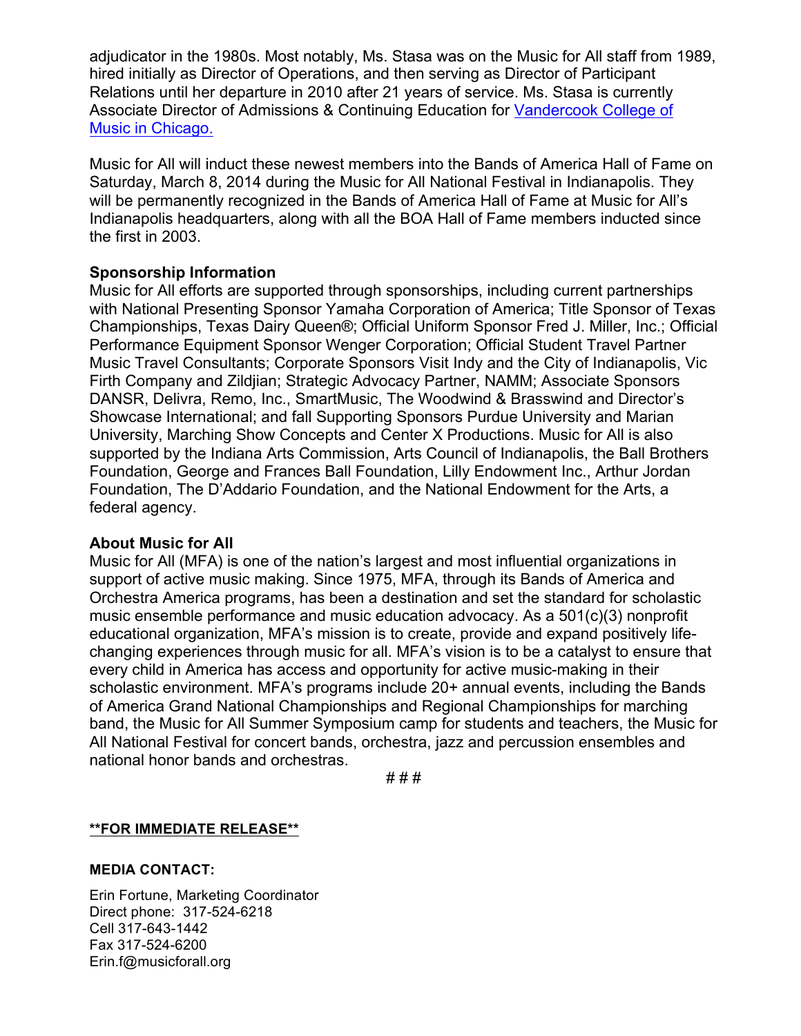adjudicator in the 1980s. Most notably, Ms. Stasa was on the Music for All staff from 1989, hired initially as Director of Operations, and then serving as Director of Participant Relations until her departure in 2010 after 21 years of service. Ms. Stasa is currently Associate Director of Admissions & Continuing Education for [Vandercook College of Music in Chicago.]

Music for All will induct these newest members into the Bands of America Hall of Fame on Saturday, March 8, 2014 during the Music for All National Festival in Indianapolis. They will be permanently recognized in the Bands of America Hall of Fame at Music for All's Indianapolis headquarters, along with all the BOA Hall of Fame members inducted since the first in 2003.

**Sponsorship Information**

Music for All efforts are supported through sponsorships, including current partnerships with National Presenting Sponsor Yamaha Corporation of America; Title Sponsor of Texas Championships, Texas Dairy Queen®; Official Uniform Sponsor Fred J. Miller, Inc.; Official Performance Equipment Sponsor Wenger Corporation; Official Student Travel Partner Music Travel Consultants; Corporate Sponsors Visit Indy and the City of Indianapolis, Vic Firth Company and Zildjian; Strategic Advocacy Partner, NAMM; Associate Sponsors DANSR, Delivra, Remo, Inc., SmartMusic, The Woodwind & Brasswind and Director's Showcase International; and fall Supporting Sponsors Purdue University and Marian University, Marching Show Concepts and Center X Productions. Music for All is also supported by the Indiana Arts Commission, Arts Council of Indianapolis, the Ball Brothers Foundation, George and Frances Ball Foundation, Lilly Endowment Inc., Arthur Jordan Foundation, The D'Addario Foundation, and the National Endowment for the Arts, a federal agency.

**About Music for All**

Music for All (MFA) is one of the nation's largest and most influential organizations in support of active music making. Since 1975, MFA, through its Bands of America and Orchestra America programs, has been a destination and set the standard for scholastic music ensemble performance and music education advocacy. As a 501(c)(3) nonprofit educational organization, MFA's mission is to create, provide and expand positively life-changing experiences through music for all. MFA's vision is to be a catalyst to ensure that every child in America has access and opportunity for active music-making in their scholastic environment. MFA's programs include 20+ annual events, including the Bands of America Grand National Championships and Regional Championships for marching band, the Music for All Summer Symposium camp for students and teachers, the Music for All National Festival for concert bands, orchestra, jazz and percussion ensembles and national honor bands and orchestras.

# # #

**__**FOR IMMEDIATE RELEASE**__**

**MEDIA CONTACT:**

Erin Fortune, Marketing Coordinator
Direct phone: 317-524-6218
Cell 317-643-1442
Fax 317-524-6200
Erin.f@musicforall.org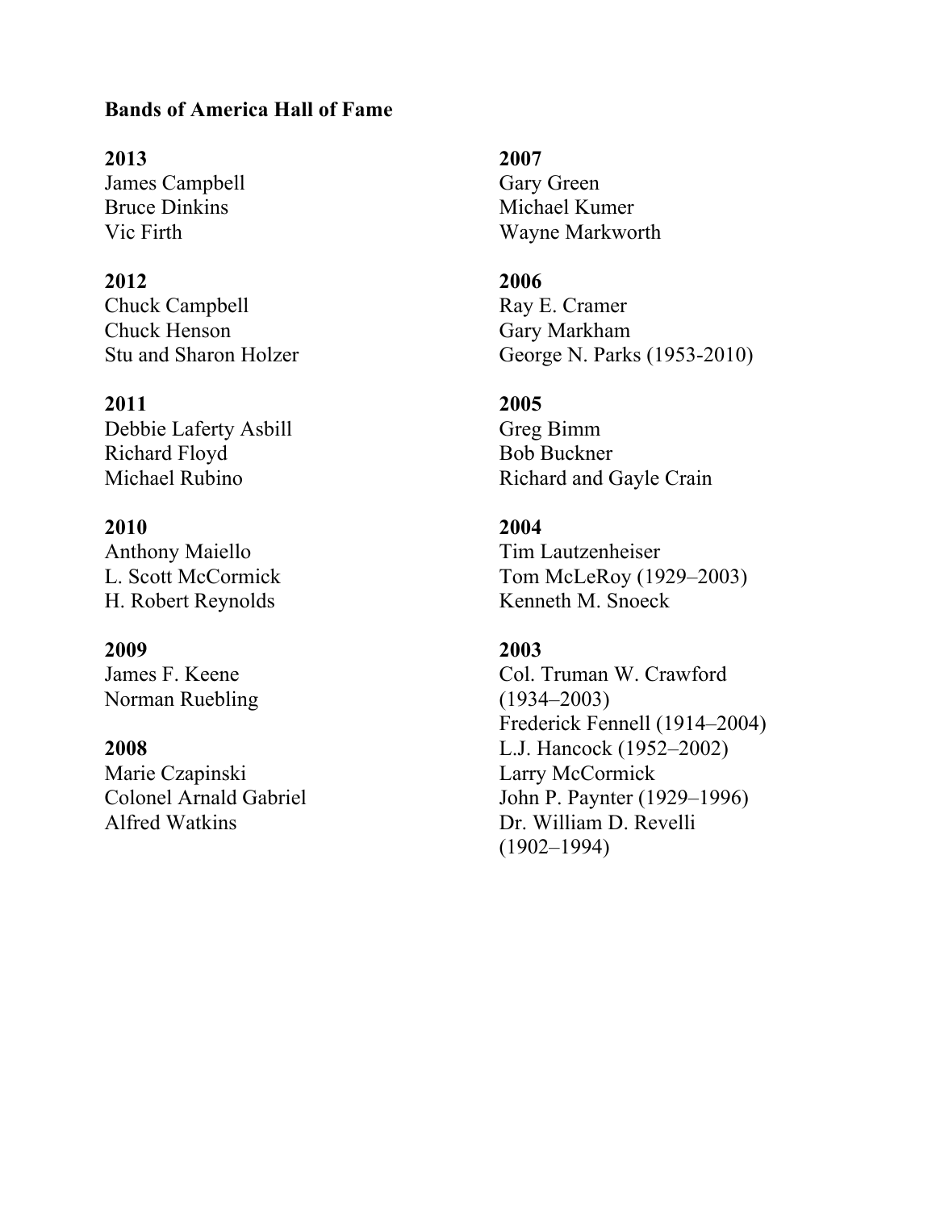**Bands of America Hall of Fame**

**2013**
James Campbell
Bruce Dinkins
Vic Firth

**2012**
Chuck Campbell
Chuck Henson
Stu and Sharon Holzer

**2011**
Debbie Laferty Asbill
Richard Floyd
Michael Rubino

**2010**
Anthony Maiello
L. Scott McCormick
H. Robert Reynolds

**2009**
James F. Keene
Norman Ruebling

**2008**
Marie Czapinski
Colonel Arnald Gabriel
Alfred Watkins

**2007**
Gary Green
Michael Kumer
Wayne Markworth

**2006**
Ray E. Cramer
Gary Markham
George N. Parks (1953-2010)

**2005**
Greg Bimm
Bob Buckner
Richard and Gayle Crain

**2004**
Tim Lautzenheiser
Tom McLeRoy (1929–2003)
Kenneth M. Snoeck

**2003**
Col. Truman W. Crawford (1934–2003)
Frederick Fennell (1914–2004)
L.J. Hancock (1952–2002)
Larry McCormick
John P. Paynter (1929–1996)
Dr. William D. Revelli (1902–1994)